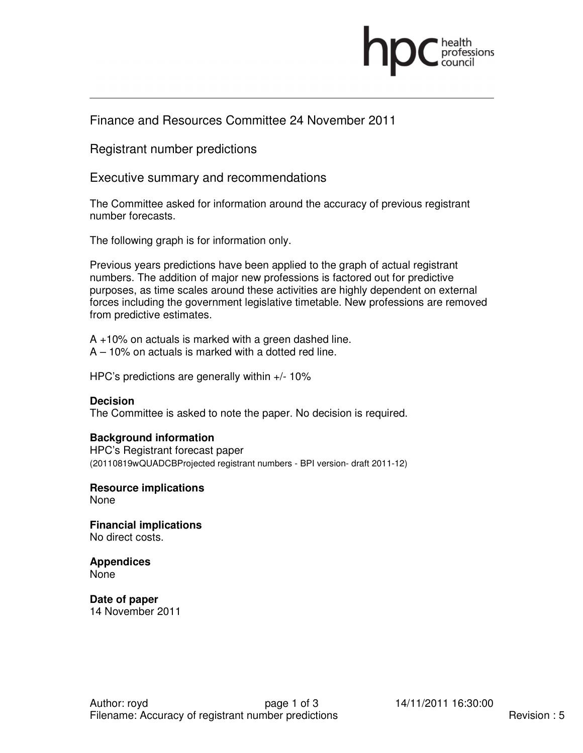Finance and Resources Committee 24 November 2011

Registrant number predictions

## Executive summary and recommendations

The Committee asked for information around the accuracy of previous registrant number forecasts.

The following graph is for information only.

Previous years predictions have been applied to the graph of actual registrant numbers. The addition of major new professions is factored out for predictive purposes, as time scales around these activities are highly dependent on external forces including the government legislative timetable. New professions are removed from predictive estimates.

A +10% on actuals is marked with a green dashed line.
A – 10% on actuals is marked with a dotted red line.

HPC's predictions are generally within +/- 10%

**Decision**
The Committee is asked to note the paper. No decision is required.

**Background information**
HPC's Registrant forecast paper
(20110819wQUADCBProjected registrant numbers - BPI version- draft 2011-12)

**Resource implications**
None

**Financial implications**
No direct costs.

**Appendices**
None

**Date of paper**
14 November 2011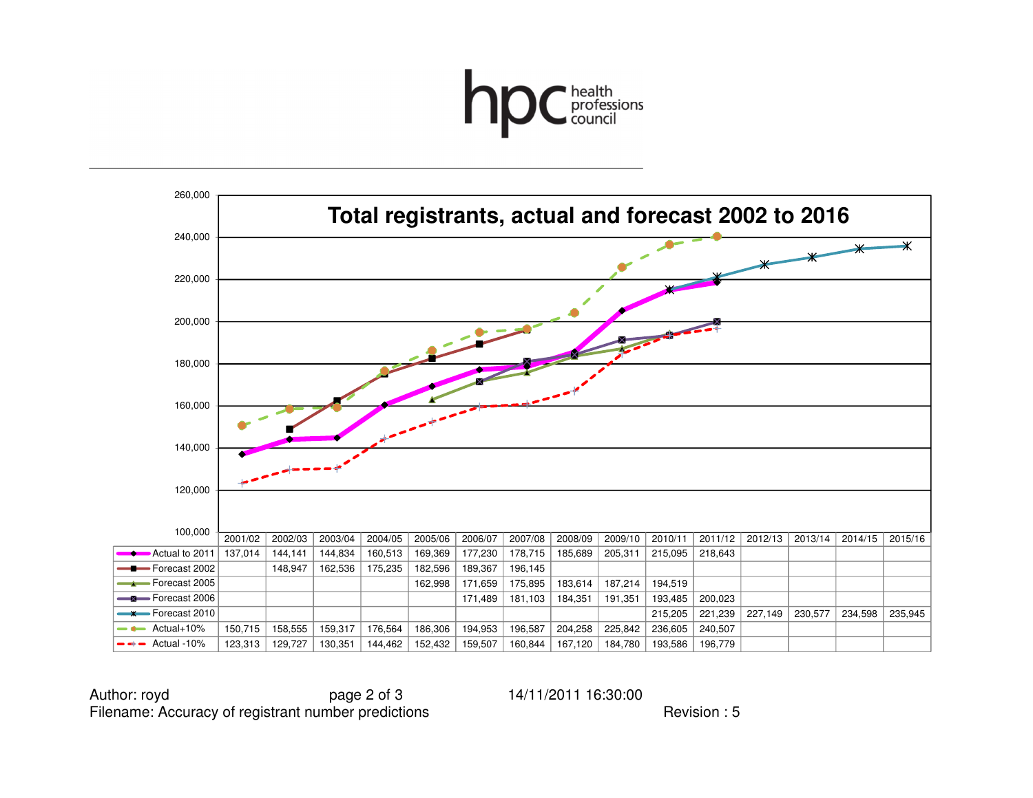Total registrants, actual and forecast 2002 to 2016

260,000
240,000
220,000
200,000
180,000
160,000
140,000
120,000
100,000

| | 2001/02 | 2002/03 | 2003/04 | 2004/05 | 2005/06 | 2006/07 | 2007/08 | 2008/09 | 2009/10 | 2010/11 | 2011/12 | 2012/13 | 2013/14 | 2014/15 | 2015/16 |
|---|---|---|---|---|---|---|---|---|---|---|---|---|---|---|---|
| Actual to 2011 | 137,014 | 144,141 | 144,834 | 160,513 | 169,369 | 177,230 | 178,715 | 185,689 | 205,311 | 215,095 | 218,643 | | | | |
| Forecast 2002 | | 148,947 | 162,536 | 175,235 | 182,596 | 189,367 | 196,145 | | | | | | | | |
| Forecast 2005 | | | | | 162,998 | 171,659 | 175,895 | 183,614 | 187,214 | 194,519 | | | | | |
| Forecast 2006 | | | | | | 171,489 | 181,103 | 184,351 | 191,351 | 193,485 | 200,023 | | | | |
| Forecast 2010 | | | | | | | | | | 215,205 | 221,239 | 227,149 | 230,577 | 234,598 | 235,945 |
| Actual+10% | 150,715 | 158,555 | 159,317 | 176,564 | 186,306 | 194,953 | 196,587 | 204,258 | 225,842 | 236,605 | 240,507 | | | | |
| Actual -10% | 123,313 | 129,727 | 130,351 | 144,462 | 152,432 | 159,507 | 160,844 | 167,120 | 184,780 | 193,586 | 196,779 | | | | |